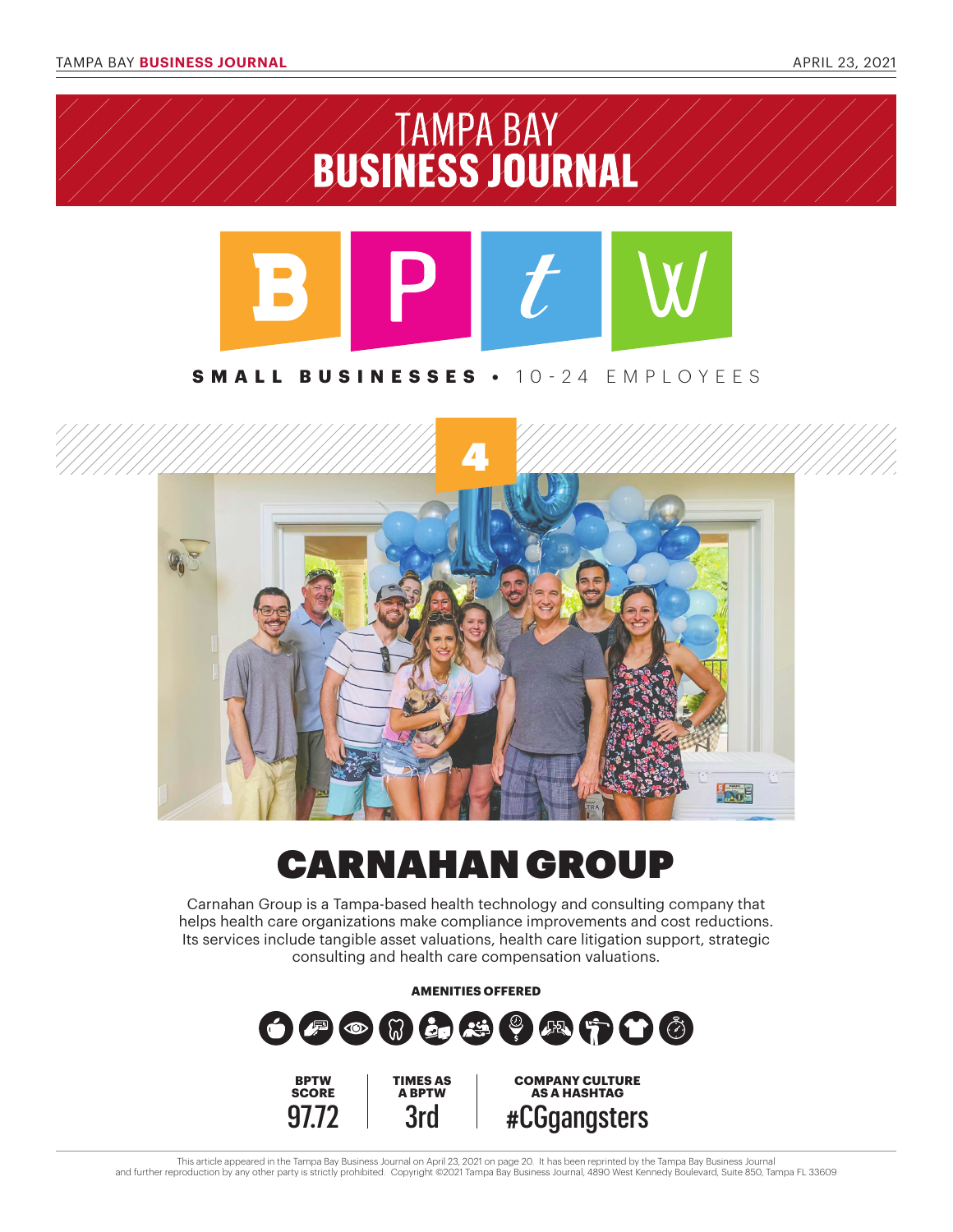# TAMPA BAY BUSINESS JOURNAL

## BPtW

**SMALL BUSINESSES** • 10-24 EMPLOYEES

4

# CARNAHAN GROUP

Carnahan Group is a Tampa-based health technology and consulting company that helps health care organizations make compliance improvements and cost reductions. Its services include tangible asset valuations, health care litigation support, strategic consulting and health care compensation valuations.

**AMENITIES OFFERED**

| BPTW SCORE | TIMES AS A BPTW | COMPANY CULTURE AS A HASHTAG |
|---|---|---|
| 97.72 | 3rd | #CGgangsters |

This article appeared in the Tampa Bay Business Journal on April 23, 2021 on page 20. It has been reprinted by the Tampa Bay Business Journal and further reproduction by any other party is strictly prohibited. Copyright ©2021 Tampa Bay Business Journal, 4890 West Kennedy Boulevard, Suite 850, Tampa FL 33609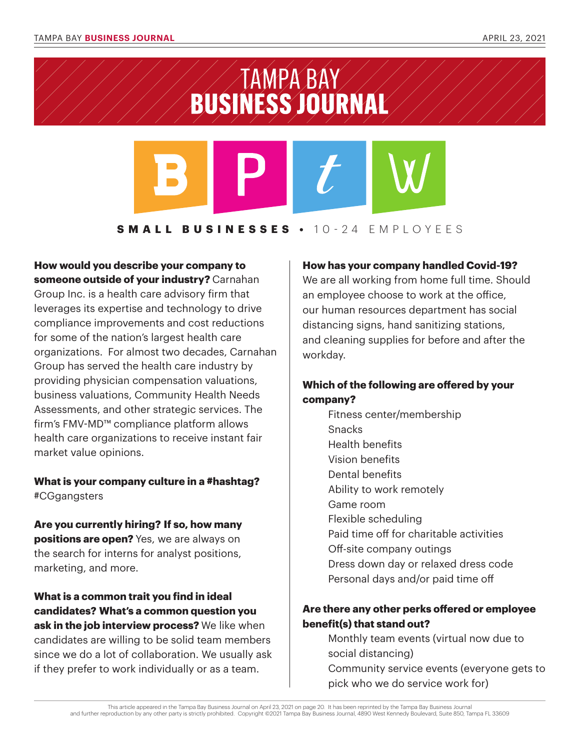# TAMPA BAY BUSINESS JOURNAL

BPtW

**SMALL BUSINESSES** • 10-24 EMPLOYEES

**How would you describe your company to someone outside of your industry?** Carnahan Group Inc. is a health care advisory firm that leverages its expertise and technology to drive compliance improvements and cost reductions for some of the nation's largest health care organizations. For almost two decades, Carnahan Group has served the health care industry by providing physician compensation valuations, business valuations, Community Health Needs Assessments, and other strategic services. The firm's FMV-MD™ compliance platform allows health care organizations to receive instant fair market value opinions.

**What is your company culture in a #hashtag?** #CGgangsters

**Are you currently hiring? If so, how many positions are open?** Yes, we are always on the search for interns for analyst positions, marketing, and more.

**What is a common trait you find in ideal candidates? What's a common question you ask in the job interview process?** We like when candidates are willing to be solid team members since we do a lot of collaboration. We usually ask if they prefer to work individually or as a team.

**How has your company handled Covid-19?** We are all working from home full time. Should an employee choose to work at the office, our human resources department has social distancing signs, hand sanitizing stations, and cleaning supplies for before and after the workday.

**Which of the following are offered by your company?**

- Fitness center/membership
- Snacks
- Health benefits
- Vision benefits
- Dental benefits
- Ability to work remotely
- Game room
- Flexible scheduling
- Paid time off for charitable activities
- Off-site company outings
- Dress down day or relaxed dress code
- Personal days and/or paid time off

**Are there any other perks offered or employee benefit(s) that stand out?**

- Monthly team events (virtual now due to social distancing)
- Community service events (everyone gets to pick who we do service work for)

This article appeared in the Tampa Bay Business Journal on April 23, 2021 on page 20. It has been reprinted by the Tampa Bay Business Journal and further reproduction by any other party is strictly prohibited. Copyright ©2021 Tampa Bay Business Journal, 4890 West Kennedy Boulevard, Suite 850, Tampa FL 33609